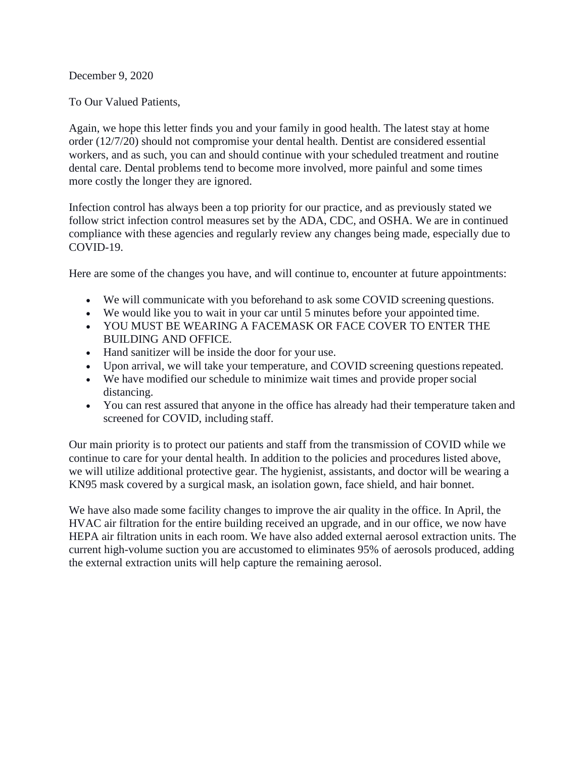December 9, 2020

To Our Valued Patients,

Again, we hope this letter finds you and your family in good health. The latest stay at home order (12/7/20) should not compromise your dental health. Dentist are considered essential workers, and as such, you can and should continue with your scheduled treatment and routine dental care. Dental problems tend to become more involved, more painful and some times more costly the longer they are ignored.

Infection control has always been a top priority for our practice, and as previously stated we follow strict infection control measures set by the ADA, CDC, and OSHA. We are in continued compliance with these agencies and regularly review any changes being made, especially due to COVID-19.

Here are some of the changes you have, and will continue to, encounter at future appointments:

- We will communicate with you beforehand to ask some COVID screening questions.
- We would like you to wait in your car until 5 minutes before your appointed time.
- YOU MUST BE WEARING A FACEMASK OR FACE COVER TO ENTER THE BUILDING AND OFFICE.
- Hand sanitizer will be inside the door for your use.
- Upon arrival, we will take your temperature, and COVID screening questions repeated.
- We have modified our schedule to minimize wait times and provide proper social distancing.
- You can rest assured that anyone in the office has already had their temperature taken and screened for COVID, including staff.

Our main priority is to protect our patients and staff from the transmission of COVID while we continue to care for your dental health. In addition to the policies and procedures listed above, we will utilize additional protective gear. The hygienist, assistants, and doctor will be wearing a KN95 mask covered by a surgical mask, an isolation gown, face shield, and hair bonnet.

We have also made some facility changes to improve the air quality in the office. In April, the HVAC air filtration for the entire building received an upgrade, and in our office, we now have HEPA air filtration units in each room. We have also added external aerosol extraction units. The current high-volume suction you are accustomed to eliminates 95% of aerosols produced, adding the external extraction units will help capture the remaining aerosol.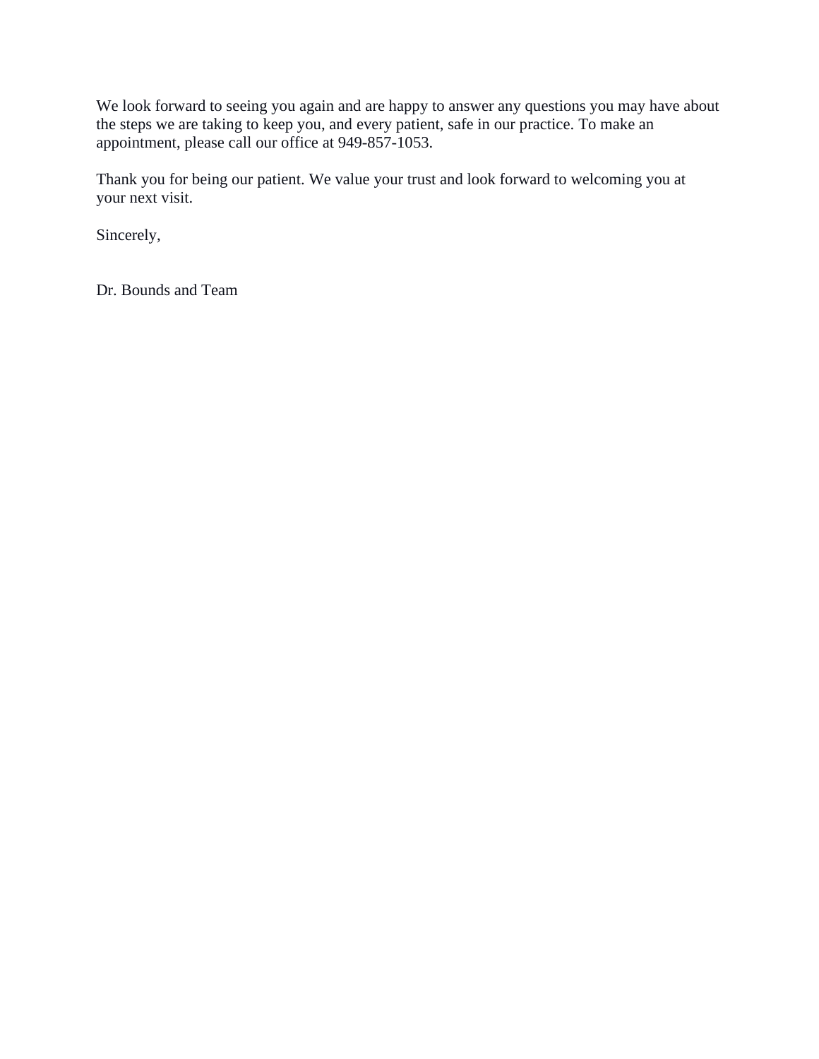We look forward to seeing you again and are happy to answer any questions you may have about the steps we are taking to keep you, and every patient, safe in our practice. To make an appointment, please call our office at 949-857-1053.

Thank you for being our patient. We value your trust and look forward to welcoming you at your next visit.

Sincerely,

Dr. Bounds and Team